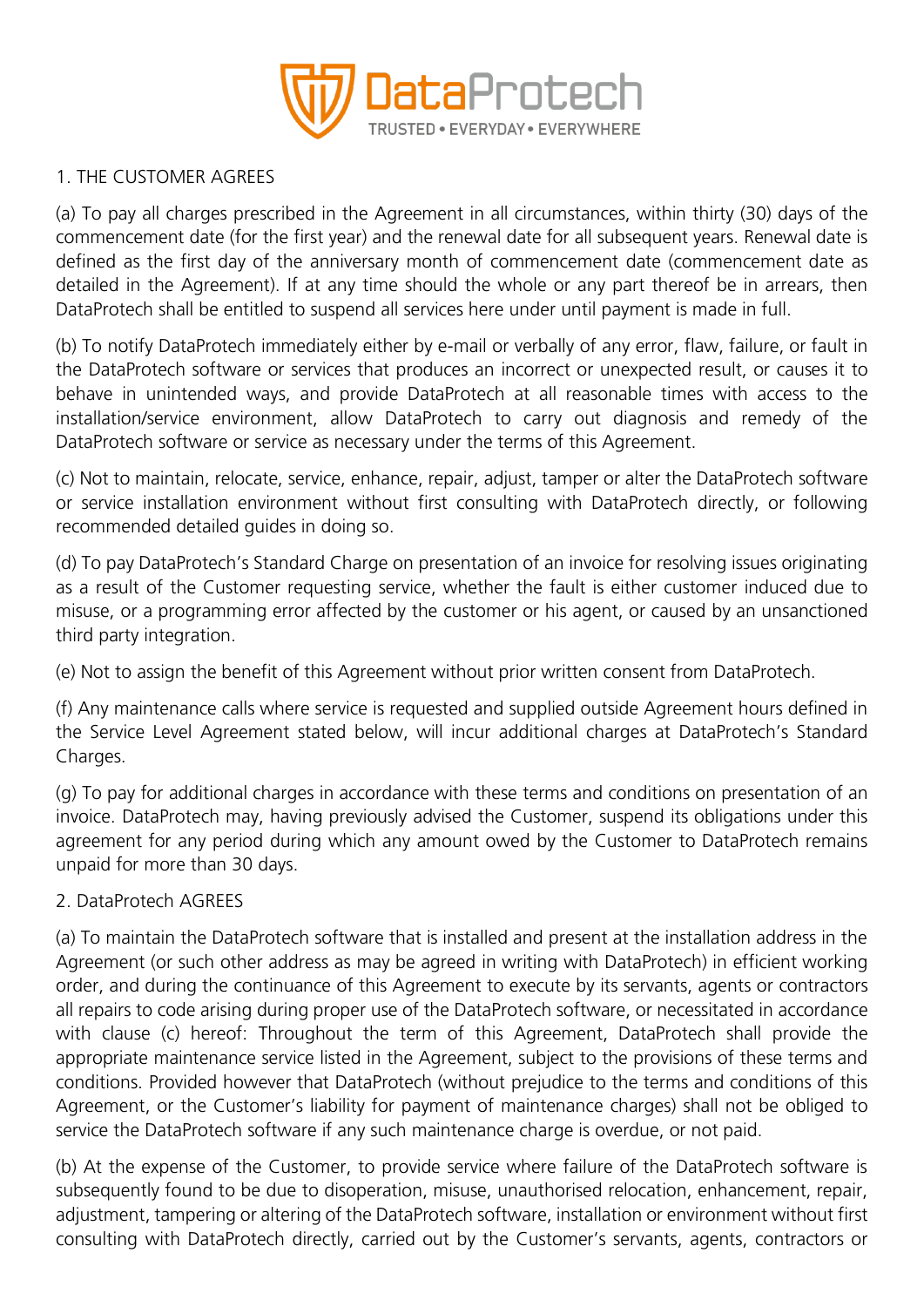DataProtech
TRUSTED • EVERYDAY • EVERYWHERE

1. THE CUSTOMER AGREES

(a) To pay all charges prescribed in the Agreement in all circumstances, within thirty (30) days of the commencement date (for the first year) and the renewal date for all subsequent years. Renewal date is defined as the first day of the anniversary month of commencement date (commencement date as detailed in the Agreement). If at any time should the whole or any part thereof be in arrears, then DataProtech shall be entitled to suspend all services here under until payment is made in full.

(b) To notify DataProtech immediately either by e-mail or verbally of any error, flaw, failure, or fault in the DataProtech software or services that produces an incorrect or unexpected result, or causes it to behave in unintended ways, and provide DataProtech at all reasonable times with access to the installation/service environment, allow DataProtech to carry out diagnosis and remedy of the DataProtech software or service as necessary under the terms of this Agreement.

(c) Not to maintain, relocate, service, enhance, repair, adjust, tamper or alter the DataProtech software or service installation environment without first consulting with DataProtech directly, or following recommended detailed guides in doing so.

(d) To pay DataProtech's Standard Charge on presentation of an invoice for resolving issues originating as a result of the Customer requesting service, whether the fault is either customer induced due to misuse, or a programming error affected by the customer or his agent, or caused by an unsanctioned third party integration.

(e) Not to assign the benefit of this Agreement without prior written consent from DataProtech.

(f) Any maintenance calls where service is requested and supplied outside Agreement hours defined in the Service Level Agreement stated below, will incur additional charges at DataProtech's Standard Charges.

(g) To pay for additional charges in accordance with these terms and conditions on presentation of an invoice. DataProtech may, having previously advised the Customer, suspend its obligations under this agreement for any period during which any amount owed by the Customer to DataProtech remains unpaid for more than 30 days.

2. DataProtech AGREES

(a) To maintain the DataProtech software that is installed and present at the installation address in the Agreement (or such other address as may be agreed in writing with DataProtech) in efficient working order, and during the continuance of this Agreement to execute by its servants, agents or contractors all repairs to code arising during proper use of the DataProtech software, or necessitated in accordance with clause (c) hereof: Throughout the term of this Agreement, DataProtech shall provide the appropriate maintenance service listed in the Agreement, subject to the provisions of these terms and conditions. Provided however that DataProtech (without prejudice to the terms and conditions of this Agreement, or the Customer's liability for payment of maintenance charges) shall not be obliged to service the DataProtech software if any such maintenance charge is overdue, or not paid.

(b) At the expense of the Customer, to provide service where failure of the DataProtech software is subsequently found to be due to disoperation, misuse, unauthorised relocation, enhancement, repair, adjustment, tampering or altering of the DataProtech software, installation or environment without first consulting with DataProtech directly, carried out by the Customer's servants, agents, contractors or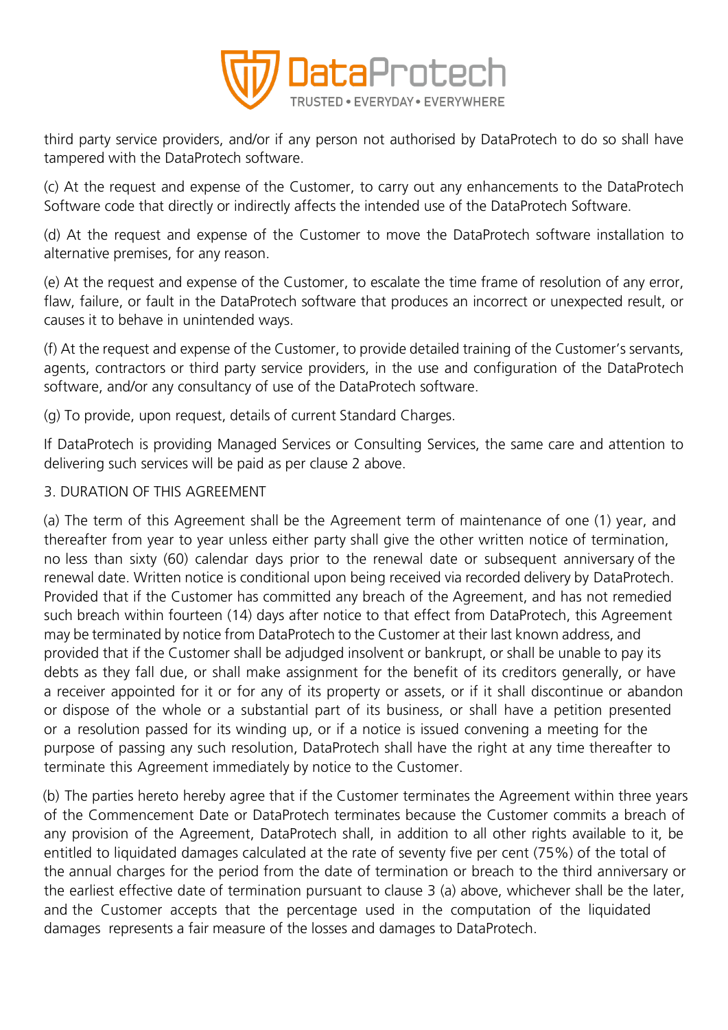third party service providers, and/or if any person not authorised by DataProtech to do so shall have tampered with the DataProtech software.

(c) At the request and expense of the Customer, to carry out any enhancements to the DataProtech Software code that directly or indirectly affects the intended use of the DataProtech Software.

(d) At the request and expense of the Customer to move the DataProtech software installation to alternative premises, for any reason.

(e) At the request and expense of the Customer, to escalate the time frame of resolution of any error, flaw, failure, or fault in the DataProtech software that produces an incorrect or unexpected result, or causes it to behave in unintended ways.

(f) At the request and expense of the Customer, to provide detailed training of the Customer's servants, agents, contractors or third party service providers, in the use and configuration of the DataProtech software, and/or any consultancy of use of the DataProtech software.

(g) To provide, upon request, details of current Standard Charges.

If DataProtech is providing Managed Services or Consulting Services, the same care and attention to delivering such services will be paid as per clause 2 above.

3. DURATION OF THIS AGREEMENT

(a) The term of this Agreement shall be the Agreement term of maintenance of one (1) year, and thereafter from year to year unless either party shall give the other written notice of termination, no less than sixty (60) calendar days prior to the renewal date or subsequent anniversary of the renewal date. Written notice is conditional upon being received via recorded delivery by DataProtech. Provided that if the Customer has committed any breach of the Agreement, and has not remedied such breach within fourteen (14) days after notice to that effect from DataProtech, this Agreement may be terminated by notice from DataProtech to the Customer at their last known address, and provided that if the Customer shall be adjudged insolvent or bankrupt, or shall be unable to pay its debts as they fall due, or shall make assignment for the benefit of its creditors generally, or have a receiver appointed for it or for any of its property or assets, or if it shall discontinue or abandon or dispose of the whole or a substantial part of its business, or shall have a petition presented or a resolution passed for its winding up, or if a notice is issued convening a meeting for the purpose of passing any such resolution, DataProtech shall have the right at any time thereafter to terminate this Agreement immediately by notice to the Customer.

(b) The parties hereto hereby agree that if the Customer terminates the Agreement within three years of the Commencement Date or DataProtech terminates because the Customer commits a breach of any provision of the Agreement, DataProtech shall, in addition to all other rights available to it, be entitled to liquidated damages calculated at the rate of seventy five per cent (75%) of the total of the annual charges for the period from the date of termination or breach to the third anniversary or the earliest effective date of termination pursuant to clause 3 (a) above, whichever shall be the later, and the Customer accepts that the percentage used in the computation of the liquidated damages represents a fair measure of the losses and damages to DataProtech.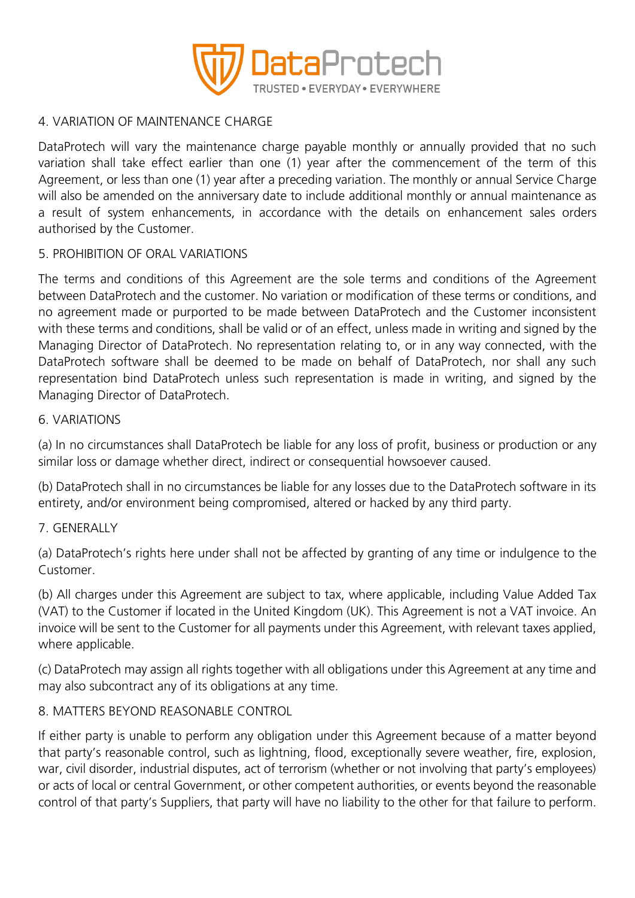## 4. VARIATION OF MAINTENANCE CHARGE

DataProtech will vary the maintenance charge payable monthly or annually provided that no such variation shall take effect earlier than one (1) year after the commencement of the term of this Agreement, or less than one (1) year after a preceding variation. The monthly or annual Service Charge will also be amended on the anniversary date to include additional monthly or annual maintenance as a result of system enhancements, in accordance with the details on enhancement sales orders authorised by the Customer.

## 5. PROHIBITION OF ORAL VARIATIONS

The terms and conditions of this Agreement are the sole terms and conditions of the Agreement between DataProtech and the customer. No variation or modification of these terms or conditions, and no agreement made or purported to be made between DataProtech and the Customer inconsistent with these terms and conditions, shall be valid or of an effect, unless made in writing and signed by the Managing Director of DataProtech. No representation relating to, or in any way connected, with the DataProtech software shall be deemed to be made on behalf of DataProtech, nor shall any such representation bind DataProtech unless such representation is made in writing, and signed by the Managing Director of DataProtech.

## 6. VARIATIONS

(a) In no circumstances shall DataProtech be liable for any loss of profit, business or production or any similar loss or damage whether direct, indirect or consequential howsoever caused.

(b) DataProtech shall in no circumstances be liable for any losses due to the DataProtech software in its entirety, and/or environment being compromised, altered or hacked by any third party.

## 7. GENERALLY

(a) DataProtech's rights here under shall not be affected by granting of any time or indulgence to the Customer.

(b) All charges under this Agreement are subject to tax, where applicable, including Value Added Tax (VAT) to the Customer if located in the United Kingdom (UK). This Agreement is not a VAT invoice. An invoice will be sent to the Customer for all payments under this Agreement, with relevant taxes applied, where applicable.

(c) DataProtech may assign all rights together with all obligations under this Agreement at any time and may also subcontract any of its obligations at any time.

## 8. MATTERS BEYOND REASONABLE CONTROL

If either party is unable to perform any obligation under this Agreement because of a matter beyond that party's reasonable control, such as lightning, flood, exceptionally severe weather, fire, explosion, war, civil disorder, industrial disputes, act of terrorism (whether or not involving that party's employees) or acts of local or central Government, or other competent authorities, or events beyond the reasonable control of that party's Suppliers, that party will have no liability to the other for that failure to perform.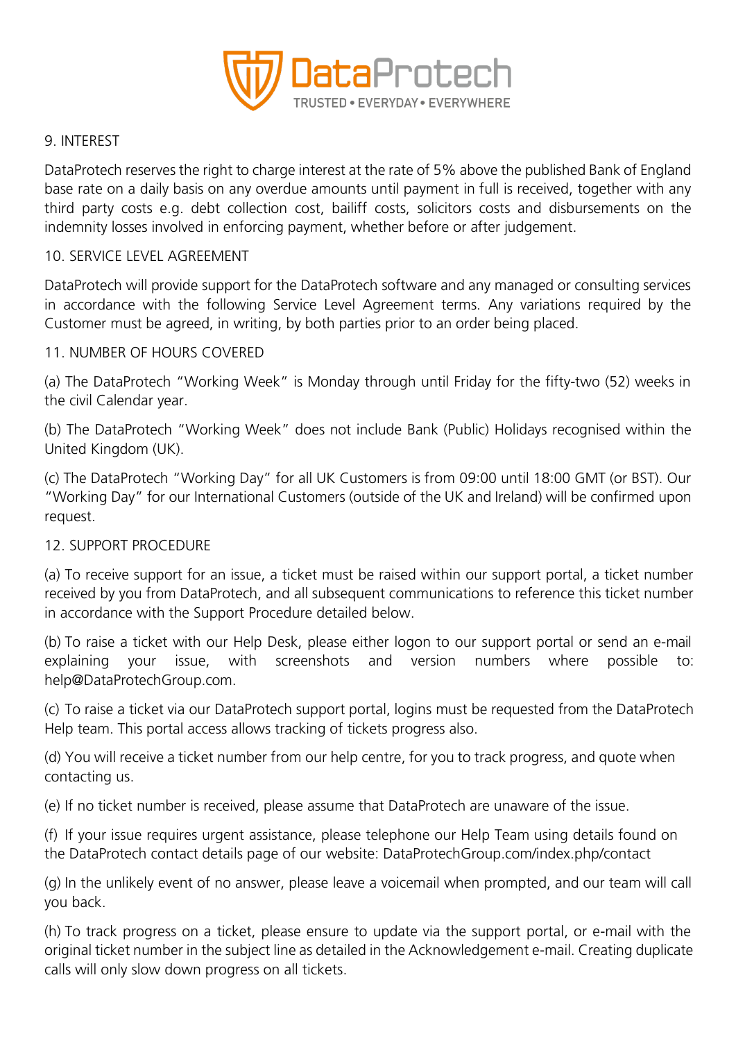## 9. INTEREST

DataProtech reserves the right to charge interest at the rate of 5% above the published Bank of England base rate on a daily basis on any overdue amounts until payment in full is received, together with any third party costs e.g. debt collection cost, bailiff costs, solicitors costs and disbursements on the indemnity losses involved in enforcing payment, whether before or after judgement.

## 10. SERVICE LEVEL AGREEMENT

DataProtech will provide support for the DataProtech software and any managed or consulting services in accordance with the following Service Level Agreement terms. Any variations required by the Customer must be agreed, in writing, by both parties prior to an order being placed.

## 11. NUMBER OF HOURS COVERED

(a) The DataProtech "Working Week" is Monday through until Friday for the fifty-two (52) weeks in the civil Calendar year.

(b) The DataProtech "Working Week" does not include Bank (Public) Holidays recognised within the United Kingdom (UK).

(c) The DataProtech "Working Day" for all UK Customers is from 09:00 until 18:00 GMT (or BST). Our "Working Day" for our International Customers (outside of the UK and Ireland) will be confirmed upon request.

## 12. SUPPORT PROCEDURE

(a) To receive support for an issue, a ticket must be raised within our support portal, a ticket number received by you from DataProtech, and all subsequent communications to reference this ticket number in accordance with the Support Procedure detailed below.

(b) To raise a ticket with our Help Desk, please either logon to our support portal or send an e-mail explaining your issue, with screenshots and version numbers where possible to: help@DataProtechGroup.com.

(c) To raise a ticket via our DataProtech support portal, logins must be requested from the DataProtech Help team. This portal access allows tracking of tickets progress also.

(d) You will receive a ticket number from our help centre, for you to track progress, and quote when contacting us.

(e) If no ticket number is received, please assume that DataProtech are unaware of the issue.

(f) If your issue requires urgent assistance, please telephone our Help Team using details found on the DataProtech contact details page of our website: DataProtechGroup.com/index.php/contact

(g) In the unlikely event of no answer, please leave a voicemail when prompted, and our team will call you back.

(h) To track progress on a ticket, please ensure to update via the support portal, or e-mail with the original ticket number in the subject line as detailed in the Acknowledgement e-mail. Creating duplicate calls will only slow down progress on all tickets.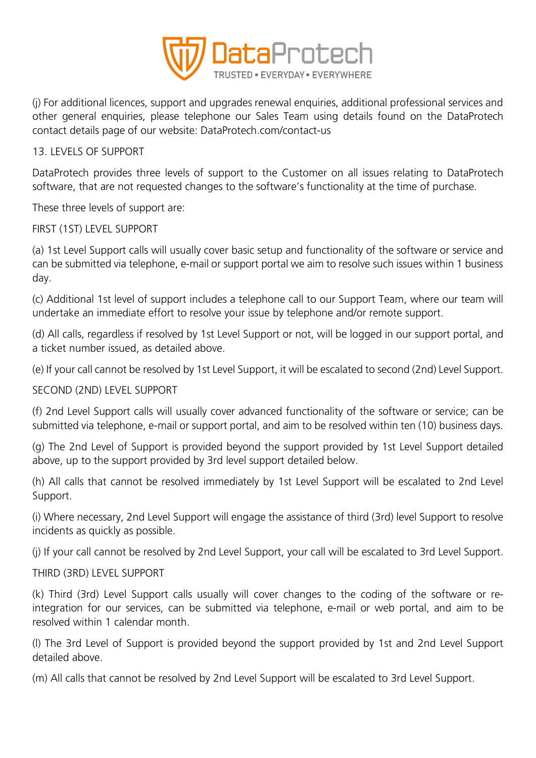(j) For additional licences, support and upgrades renewal enquiries, additional professional services and other general enquiries, please telephone our Sales Team using details found on the DataProtech contact details page of our website: DataProtech.com/contact-us

## 13. LEVELS OF SUPPORT

DataProtech provides three levels of support to the Customer on all issues relating to DataProtech software, that are not requested changes to the software's functionality at the time of purchase.

These three levels of support are:

### FIRST (1ST) LEVEL SUPPORT

(a) 1st Level Support calls will usually cover basic setup and functionality of the software or service and can be submitted via telephone, e-mail or support portal we aim to resolve such issues within 1 business day.

(c) Additional 1st level of support includes a telephone call to our Support Team, where our team will undertake an immediate effort to resolve your issue by telephone and/or remote support.

(d) All calls, regardless if resolved by 1st Level Support or not, will be logged in our support portal, and a ticket number issued, as detailed above.

(e) If your call cannot be resolved by 1st Level Support, it will be escalated to second (2nd) Level Support.

### SECOND (2ND) LEVEL SUPPORT

(f) 2nd Level Support calls will usually cover advanced functionality of the software or service; can be submitted via telephone, e-mail or support portal, and aim to be resolved within ten (10) business days.

(g) The 2nd Level of Support is provided beyond the support provided by 1st Level Support detailed above, up to the support provided by 3rd level support detailed below.

(h) All calls that cannot be resolved immediately by 1st Level Support will be escalated to 2nd Level Support.

(i) Where necessary, 2nd Level Support will engage the assistance of third (3rd) level Support to resolve incidents as quickly as possible.

(j) If your call cannot be resolved by 2nd Level Support, your call will be escalated to 3rd Level Support.

### THIRD (3RD) LEVEL SUPPORT

(k) Third (3rd) Level Support calls usually will cover changes to the coding of the software or re-integration for our services, can be submitted via telephone, e-mail or web portal, and aim to be resolved within 1 calendar month.

(l) The 3rd Level of Support is provided beyond the support provided by 1st and 2nd Level Support detailed above.

(m) All calls that cannot be resolved by 2nd Level Support will be escalated to 3rd Level Support.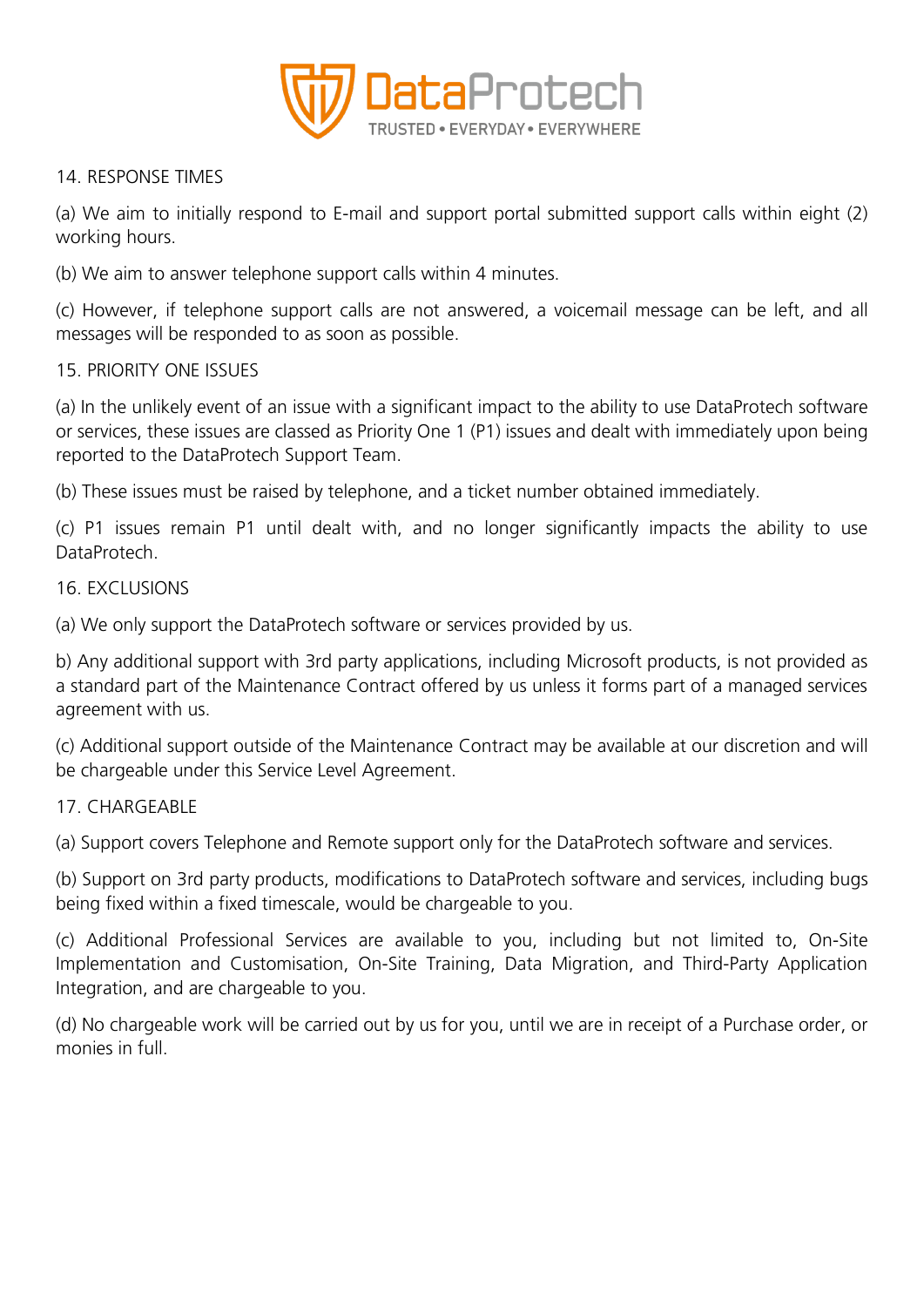14. RESPONSE TIMES

(a) We aim to initially respond to E-mail and support portal submitted support calls within eight (2) working hours.

(b) We aim to answer telephone support calls within 4 minutes.

(c) However, if telephone support calls are not answered, a voicemail message can be left, and all messages will be responded to as soon as possible.

15. PRIORITY ONE ISSUES

(a) In the unlikely event of an issue with a significant impact to the ability to use DataProtech software or services, these issues are classed as Priority One 1 (P1) issues and dealt with immediately upon being reported to the DataProtech Support Team.

(b) These issues must be raised by telephone, and a ticket number obtained immediately.

(c) P1 issues remain P1 until dealt with, and no longer significantly impacts the ability to use DataProtech.

16. EXCLUSIONS

(a) We only support the DataProtech software or services provided by us.

b) Any additional support with 3rd party applications, including Microsoft products, is not provided as a standard part of the Maintenance Contract offered by us unless it forms part of a managed services agreement with us.

(c) Additional support outside of the Maintenance Contract may be available at our discretion and will be chargeable under this Service Level Agreement.

17. CHARGEABLE

(a) Support covers Telephone and Remote support only for the DataProtech software and services.

(b) Support on 3rd party products, modifications to DataProtech software and services, including bugs being fixed within a fixed timescale, would be chargeable to you.

(c) Additional Professional Services are available to you, including but not limited to, On-Site Implementation and Customisation, On-Site Training, Data Migration, and Third-Party Application Integration, and are chargeable to you.

(d) No chargeable work will be carried out by us for you, until we are in receipt of a Purchase order, or monies in full.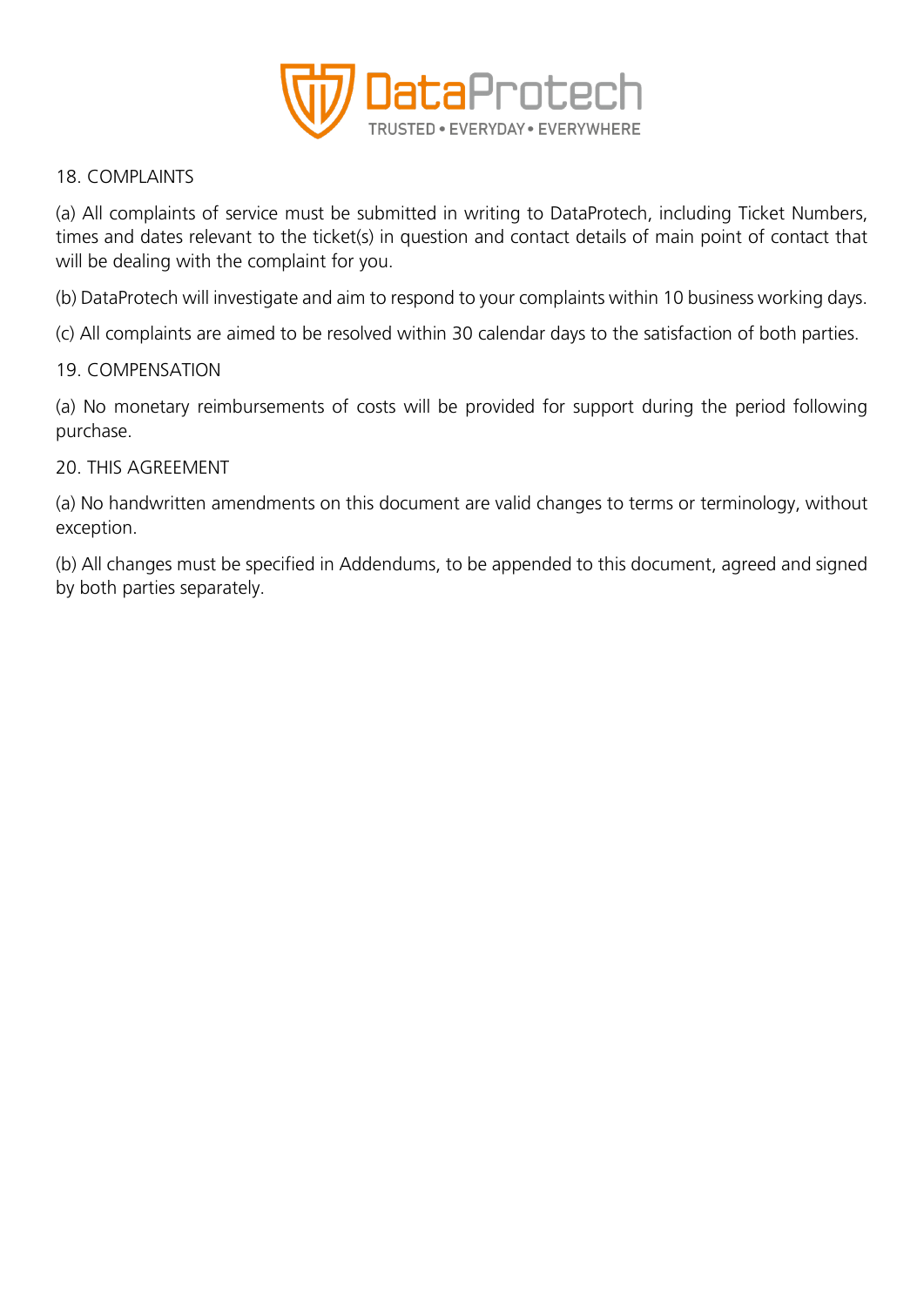## 18. COMPLAINTS

(a) All complaints of service must be submitted in writing to DataProtech, including Ticket Numbers, times and dates relevant to the ticket(s) in question and contact details of main point of contact that will be dealing with the complaint for you.

(b) DataProtech will investigate and aim to respond to your complaints within 10 business working days.

(c) All complaints are aimed to be resolved within 30 calendar days to the satisfaction of both parties.

## 19. COMPENSATION

(a) No monetary reimbursements of costs will be provided for support during the period following purchase.

## 20. THIS AGREEMENT

(a) No handwritten amendments on this document are valid changes to terms or terminology, without exception.

(b) All changes must be specified in Addendums, to be appended to this document, agreed and signed by both parties separately.